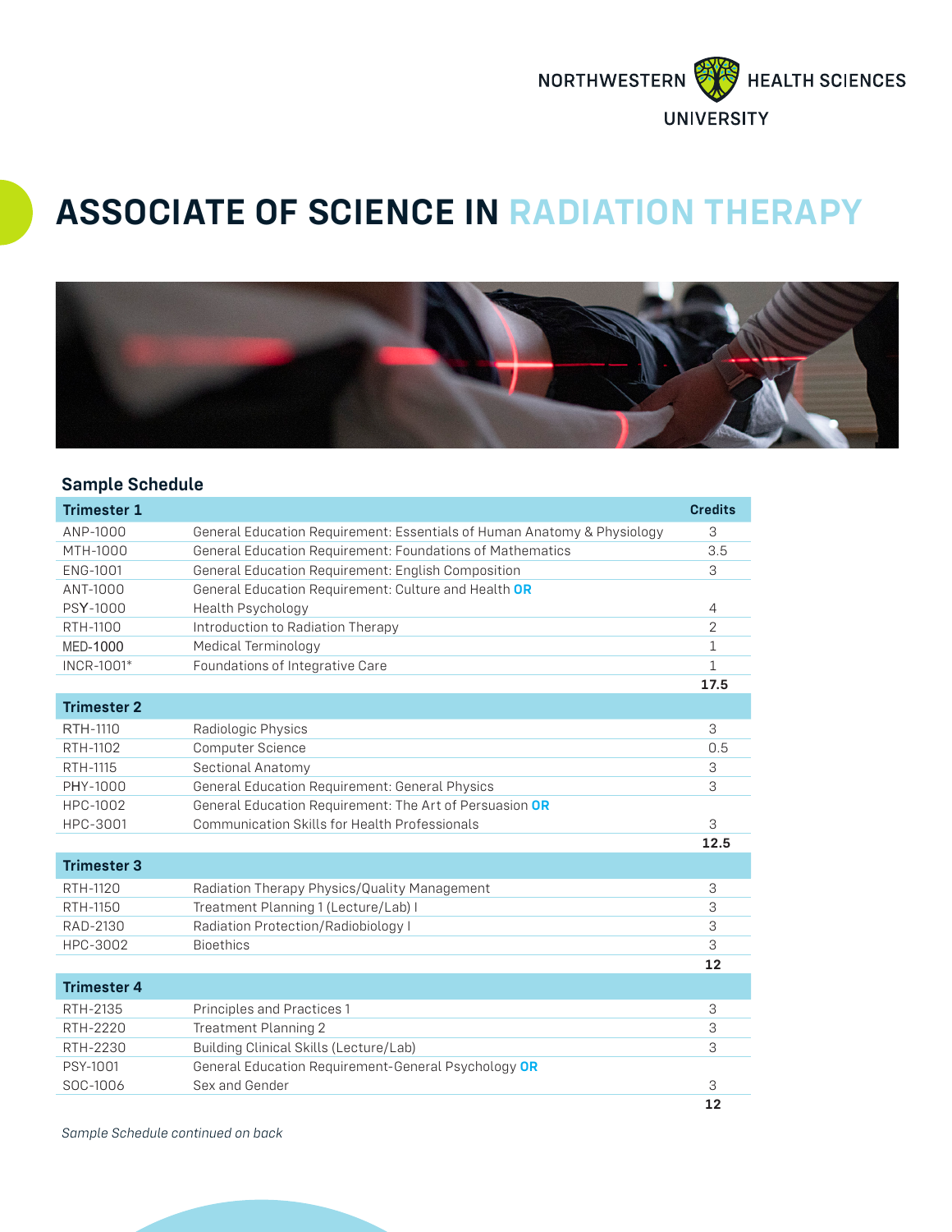# ASSOCIATE OF SCIENCE IN RADIATION THERAPY

## Sample Schedule

| Trimester 1 | | Credits |
|---|---|---|
| ANP-1000 | General Education Requirement: Essentials of Human Anatomy & Physiology | 3 |
| MTH-1000 | General Education Requirement: Foundations of Mathematics | 3.5 |
| ENG-1001 | General Education Requirement: English Composition | 3 |
| ANT-1000<br>PSY-1000 | General Education Requirement: Culture and Health **OR**<br>Health Psychology | 4 |
| RTH-1100 | Introduction to Radiation Therapy | 2 |
| MED-1000 | Medical Terminology | 1 |
| INCR-1001* | Foundations of Integrative Care | 1 |
| | | **17.5** |

| Trimester 2 | | |
|---|---|---|
| RTH-1110 | Radiologic Physics | 3 |
| RTH-1102 | Computer Science | 0.5 |
| RTH-1115 | Sectional Anatomy | 3 |
| PHY-1000 | General Education Requirement: General Physics | 3 |
| HPC-1002<br>HPC-3001 | General Education Requirement: The Art of Persuasion **OR**<br>Communication Skills for Health Professionals | 3 |
| | | **12.5** |

| Trimester 3 | | |
|---|---|---|
| RTH-1120 | Radiation Therapy Physics/Quality Management | 3 |
| RTH-1150 | Treatment Planning 1 (Lecture/Lab) I | 3 |
| RAD-2130 | Radiation Protection/Radiobiology I | 3 |
| HPC-3002 | Bioethics | 3 |
| | | **12** |

| Trimester 4 | | |
|---|---|---|
| RTH-2135 | Principles and Practices 1 | 3 |
| RTH-2220 | Treatment Planning 2 | 3 |
| RTH-2230 | Building Clinical Skills (Lecture/Lab) | 3 |
| PSY-1001<br>SOC-1006 | General Education Requirement-General Psychology **OR**<br>Sex and Gender | 3 |
| | | **12** |

*Sample Schedule continued on back*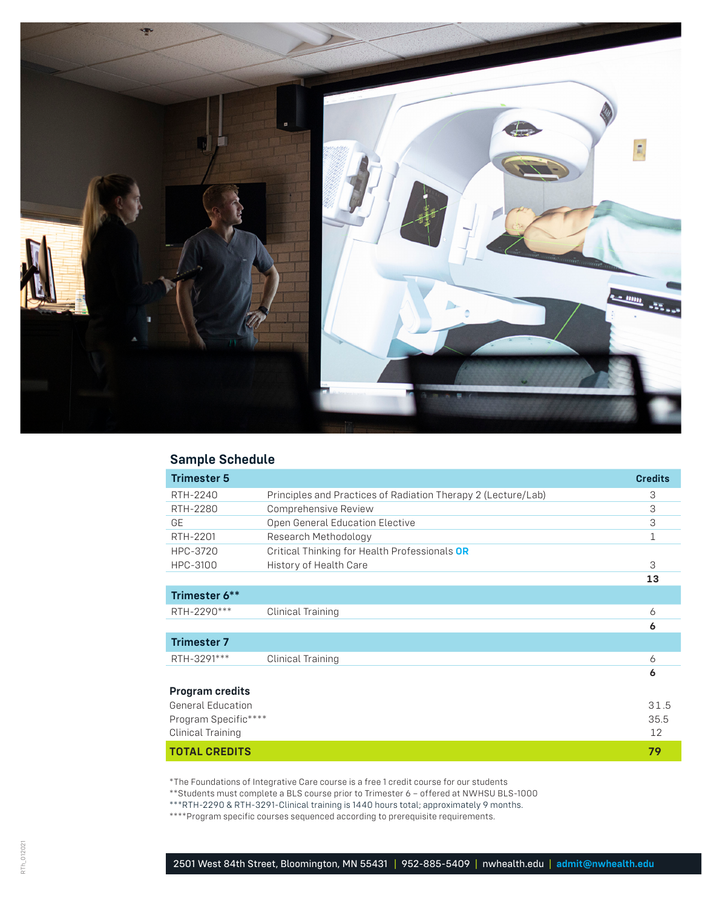## Sample Schedule

| Trimester 5 | | Credits |
|---|---|---|
| RTH-2240 | Principles and Practices of Radiation Therapy 2 (Lecture/Lab) | 3 |
| RTH-2280 | Comprehensive Review | 3 |
| GE | Open General Education Elective | 3 |
| RTH-2201 | Research Methodology | 1 |
| HPC-3720 | Critical Thinking for Health Professionals **OR** | |
| HPC-3100 | History of Health Care | 3 |
| | | **13** |
| **Trimester 6**** | | |
| RTH-2290*** | Clinical Training | 6 |
| | | **6** |
| **Trimester 7** | | |
| RTH-3291*** | Clinical Training | 6 |
| | | **6** |

| **Program credits** | |
|---|---|
| General Education | 31.5 |
| Program Specific**** | 35.5 |
| Clinical Training | 12 |
| **TOTAL CREDITS** | **79** |

*The Foundations of Integrative Care course is a free 1 credit course for our students
**Students must complete a BLS course prior to Trimester 6 – offered at NWHSU BLS-1000
***RTH-2290 & RTH-3291-Clinical training is 1440 hours total; approximately 9 months.
****Program specific courses sequenced according to prerequisite requirements.

2501 West 84th Street, Bloomington, MN 55431 | 952-885-5409 | nwhealth.edu | admit@nwhealth.edu